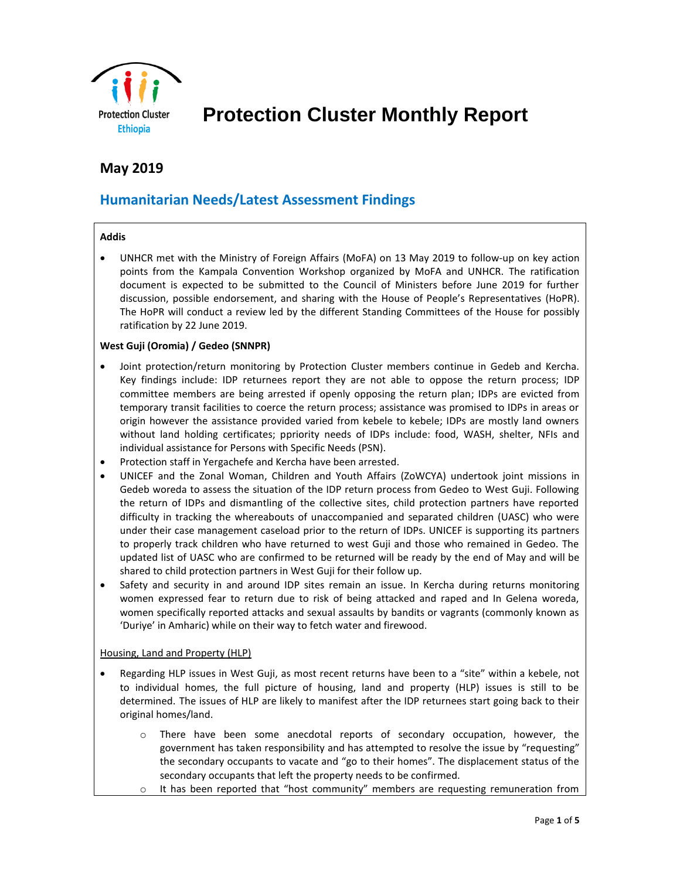Protection Cluster Ethiopia

# Protection Cluster Monthly Report

## May 2019

## Humanitarian Needs/Latest Assessment Findings

**Addis**

- UNHCR met with the Ministry of Foreign Affairs (MoFA) on 13 May 2019 to follow-up on key action points from the Kampala Convention Workshop organized by MoFA and UNHCR. The ratification document is expected to be submitted to the Council of Ministers before June 2019 for further discussion, possible endorsement, and sharing with the House of People's Representatives (HoPR). The HoPR will conduct a review led by the different Standing Committees of the House for possibly ratification by 22 June 2019.

**West Guji (Oromia) / Gedeo (SNNPR)**

- Joint protection/return monitoring by Protection Cluster members continue in Gedeb and Kercha. Key findings include: IDP returnees report they are not able to oppose the return process; IDP committee members are being arrested if openly opposing the return plan; IDPs are evicted from temporary transit facilities to coerce the return process; assistance was promised to IDPs in areas or origin however the assistance provided varied from kebele to kebele; IDPs are mostly land owners without land holding certificates; ppriority needs of IDPs include: food, WASH, shelter, NFIs and individual assistance for Persons with Specific Needs (PSN).
- Protection staff in Yergachefe and Kercha have been arrested.
- UNICEF and the Zonal Woman, Children and Youth Affairs (ZoWCYA) undertook joint missions in Gedeb woreda to assess the situation of the IDP return process from Gedeo to West Guji. Following the return of IDPs and dismantling of the collective sites, child protection partners have reported difficulty in tracking the whereabouts of unaccompanied and separated children (UASC) who were under their case management caseload prior to the return of IDPs. UNICEF is supporting its partners to properly track children who have returned to west Guji and those who remained in Gedeo. The updated list of UASC who are confirmed to be returned will be ready by the end of May and will be shared to child protection partners in West Guji for their follow up.
- Safety and security in and around IDP sites remain an issue. In Kercha during returns monitoring women expressed fear to return due to risk of being attacked and raped and In Gelena woreda, women specifically reported attacks and sexual assaults by bandits or vagrants (commonly known as 'Duriye' in Amharic) while on their way to fetch water and firewood.

<u>Housing, Land and Property (HLP)</u>

- Regarding HLP issues in West Guji, as most recent returns have been to a "site" within a kebele, not to individual homes, the full picture of housing, land and property (HLP) issues is still to be determined. The issues of HLP are likely to manifest after the IDP returnees start going back to their original homes/land.
    - There have been some anecdotal reports of secondary occupation, however, the government has taken responsibility and has attempted to resolve the issue by "requesting" the secondary occupants to vacate and "go to their homes". The displacement status of the secondary occupants that left the property needs to be confirmed.
    - It has been reported that "host community" members are requesting remuneration from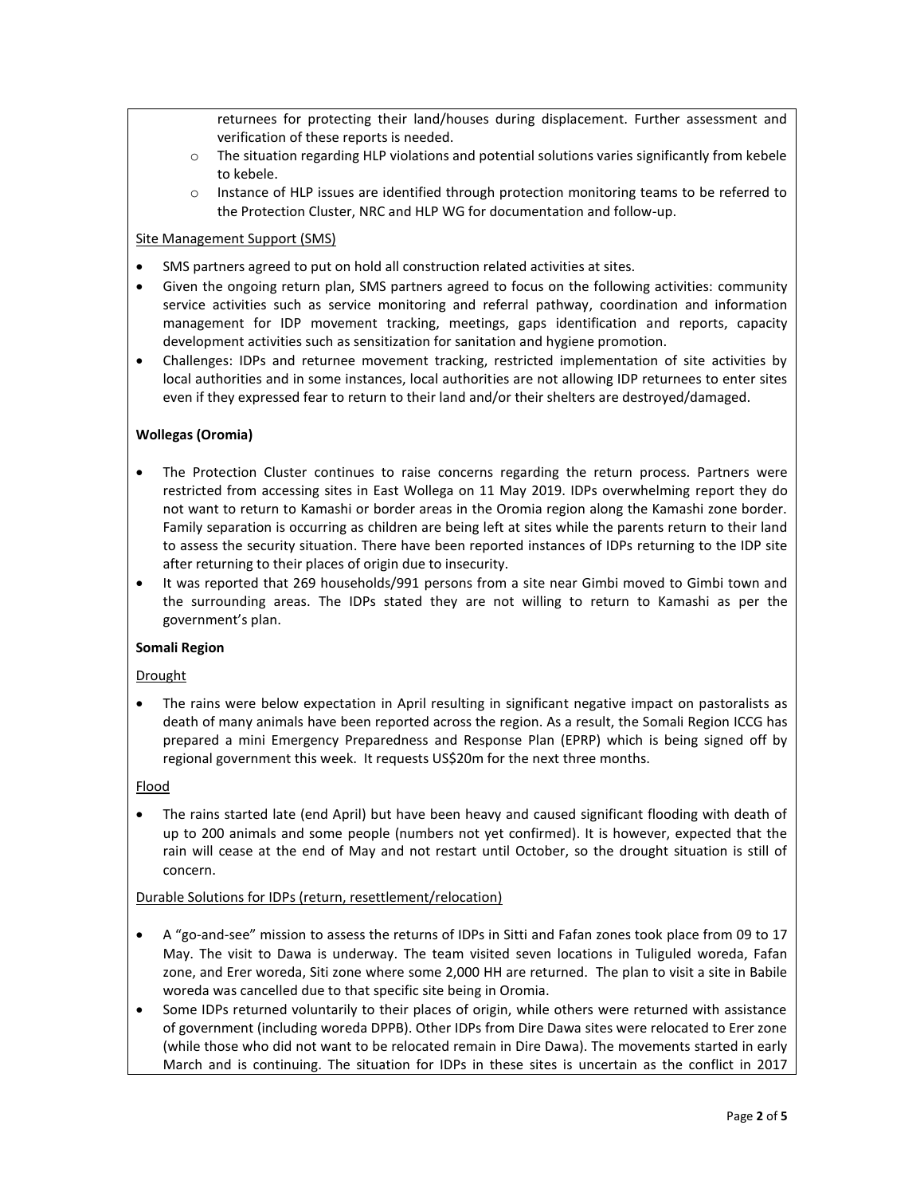returnees for protecting their land/houses during displacement. Further assessment and verification of these reports is needed.
  - The situation regarding HLP violations and potential solutions varies significantly from kebele to kebele.
  - Instance of HLP issues are identified through protection monitoring teams to be referred to the Protection Cluster, NRC and HLP WG for documentation and follow-up.

Site Management Support (SMS)

- SMS partners agreed to put on hold all construction related activities at sites.
- Given the ongoing return plan, SMS partners agreed to focus on the following activities: community service activities such as service monitoring and referral pathway, coordination and information management for IDP movement tracking, meetings, gaps identification and reports, capacity development activities such as sensitization for sanitation and hygiene promotion.
- Challenges: IDPs and returnee movement tracking, restricted implementation of site activities by local authorities and in some instances, local authorities are not allowing IDP returnees to enter sites even if they expressed fear to return to their land and/or their shelters are destroyed/damaged.

**Wollegas (Oromia)**

- The Protection Cluster continues to raise concerns regarding the return process. Partners were restricted from accessing sites in East Wollega on 11 May 2019. IDPs overwhelming report they do not want to return to Kamashi or border areas in the Oromia region along the Kamashi zone border. Family separation is occurring as children are being left at sites while the parents return to their land to assess the security situation. There have been reported instances of IDPs returning to the IDP site after returning to their places of origin due to insecurity.
- It was reported that 269 households/991 persons from a site near Gimbi moved to Gimbi town and the surrounding areas. The IDPs stated they are not willing to return to Kamashi as per the government's plan.

**Somali Region**

Drought

- The rains were below expectation in April resulting in significant negative impact on pastoralists as death of many animals have been reported across the region. As a result, the Somali Region ICCG has prepared a mini Emergency Preparedness and Response Plan (EPRP) which is being signed off by regional government this week. It requests US$20m for the next three months.

Flood

- The rains started late (end April) but have been heavy and caused significant flooding with death of up to 200 animals and some people (numbers not yet confirmed). It is however, expected that the rain will cease at the end of May and not restart until October, so the drought situation is still of concern.

Durable Solutions for IDPs (return, resettlement/relocation)

- A "go-and-see" mission to assess the returns of IDPs in Sitti and Fafan zones took place from 09 to 17 May. The visit to Dawa is underway. The team visited seven locations in Tuliguled woreda, Fafan zone, and Erer woreda, Siti zone where some 2,000 HH are returned. The plan to visit a site in Babile woreda was cancelled due to that specific site being in Oromia.
- Some IDPs returned voluntarily to their places of origin, while others were returned with assistance of government (including woreda DPPB). Other IDPs from Dire Dawa sites were relocated to Erer zone (while those who did not want to be relocated remain in Dire Dawa). The movements started in early March and is continuing. The situation for IDPs in these sites is uncertain as the conflict in 2017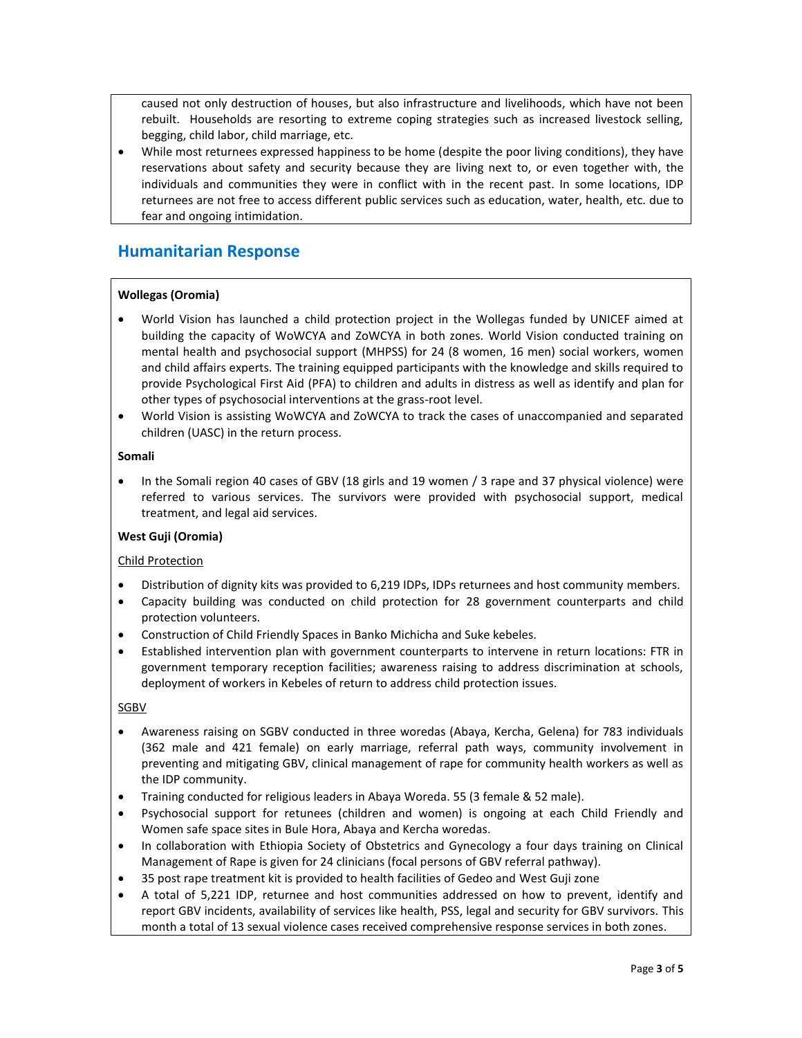caused not only destruction of houses, but also infrastructure and livelihoods, which have not been rebuilt. Households are resorting to extreme coping strategies such as increased livestock selling, begging, child labor, child marriage, etc.

- While most returnees expressed happiness to be home (despite the poor living conditions), they have reservations about safety and security because they are living next to, or even together with, the individuals and communities they were in conflict with in the recent past. In some locations, IDP returnees are not free to access different public services such as education, water, health, etc. due to fear and ongoing intimidation.

## Humanitarian Response

**Wollegas (Oromia)**

- World Vision has launched a child protection project in the Wollegas funded by UNICEF aimed at building the capacity of WoWCYA and ZoWCYA in both zones. World Vision conducted training on mental health and psychosocial support (MHPSS) for 24 (8 women, 16 men) social workers, women and child affairs experts. The training equipped participants with the knowledge and skills required to provide Psychological First Aid (PFA) to children and adults in distress as well as identify and plan for other types of psychosocial interventions at the grass-root level.
- World Vision is assisting WoWCYA and ZoWCYA to track the cases of unaccompanied and separated children (UASC) in the return process.

**Somali**

- In the Somali region 40 cases of GBV (18 girls and 19 women / 3 rape and 37 physical violence) were referred to various services. The survivors were provided with psychosocial support, medical treatment, and legal aid services.

**West Guji (Oromia)**

Child Protection

- Distribution of dignity kits was provided to 6,219 IDPs, IDPs returnees and host community members.
- Capacity building was conducted on child protection for 28 government counterparts and child protection volunteers.
- Construction of Child Friendly Spaces in Banko Michicha and Suke kebeles.
- Established intervention plan with government counterparts to intervene in return locations: FTR in government temporary reception facilities; awareness raising to address discrimination at schools, deployment of workers in Kebeles of return to address child protection issues.

SGBV

- Awareness raising on SGBV conducted in three woredas (Abaya, Kercha, Gelena) for 783 individuals (362 male and 421 female) on early marriage, referral path ways, community involvement in preventing and mitigating GBV, clinical management of rape for community health workers as well as the IDP community.
- Training conducted for religious leaders in Abaya Woreda. 55 (3 female & 52 male).
- Psychosocial support for retunees (children and women) is ongoing at each Child Friendly and Women safe space sites in Bule Hora, Abaya and Kercha woredas.
- In collaboration with Ethiopia Society of Obstetrics and Gynecology a four days training on Clinical Management of Rape is given for 24 clinicians (focal persons of GBV referral pathway).
- 35 post rape treatment kit is provided to health facilities of Gedeo and West Guji zone
- A total of 5,221 IDP, returnee and host communities addressed on how to prevent, identify and report GBV incidents, availability of services like health, PSS, legal and security for GBV survivors. This month a total of 13 sexual violence cases received comprehensive response services in both zones.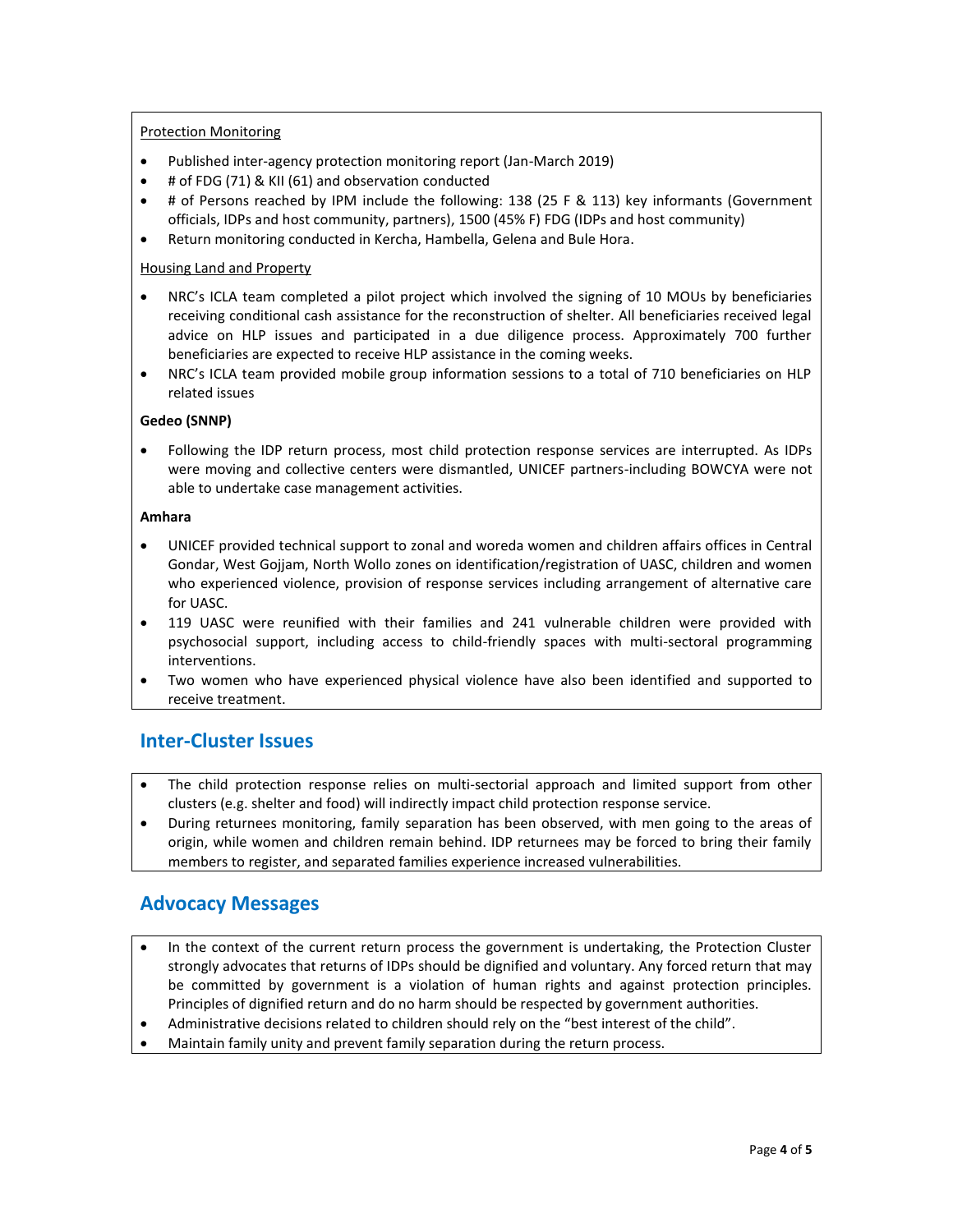Protection Monitoring

- Published inter-agency protection monitoring report (Jan-March 2019)
- # of FDG (71) & KII (61) and observation conducted
- # of Persons reached by IPM include the following: 138 (25 F & 113) key informants (Government officials, IDPs and host community, partners), 1500 (45% F) FDG (IDPs and host community)
- Return monitoring conducted in Kercha, Hambella, Gelena and Bule Hora.

Housing Land and Property

- NRC's ICLA team completed a pilot project which involved the signing of 10 MOUs by beneficiaries receiving conditional cash assistance for the reconstruction of shelter. All beneficiaries received legal advice on HLP issues and participated in a due diligence process. Approximately 700 further beneficiaries are expected to receive HLP assistance in the coming weeks.
- NRC's ICLA team provided mobile group information sessions to a total of 710 beneficiaries on HLP related issues

**Gedeo (SNNP)**

- Following the IDP return process, most child protection response services are interrupted. As IDPs were moving and collective centers were dismantled, UNICEF partners-including BOWCYA were not able to undertake case management activities.

**Amhara**

- UNICEF provided technical support to zonal and woreda women and children affairs offices in Central Gondar, West Gojjam, North Wollo zones on identification/registration of UASC, children and women who experienced violence, provision of response services including arrangement of alternative care for UASC.
- 119 UASC were reunified with their families and 241 vulnerable children were provided with psychosocial support, including access to child-friendly spaces with multi-sectoral programming interventions.
- Two women who have experienced physical violence have also been identified and supported to receive treatment.

## Inter-Cluster Issues

- The child protection response relies on multi-sectorial approach and limited support from other clusters (e.g. shelter and food) will indirectly impact child protection response service.
- During returnees monitoring, family separation has been observed, with men going to the areas of origin, while women and children remain behind. IDP returnees may be forced to bring their family members to register, and separated families experience increased vulnerabilities.

## Advocacy Messages

- In the context of the current return process the government is undertaking, the Protection Cluster strongly advocates that returns of IDPs should be dignified and voluntary. Any forced return that may be committed by government is a violation of human rights and against protection principles. Principles of dignified return and do no harm should be respected by government authorities.
- Administrative decisions related to children should rely on the "best interest of the child".
- Maintain family unity and prevent family separation during the return process.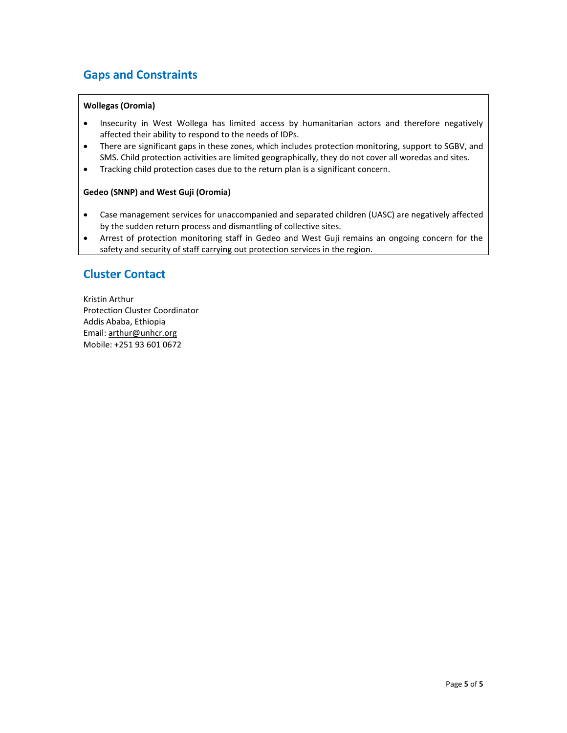## Gaps and Constraints

**Wollegas (Oromia)**

- Insecurity in West Wollega has limited access by humanitarian actors and therefore negatively affected their ability to respond to the needs of IDPs.
- There are significant gaps in these zones, which includes protection monitoring, support to SGBV, and SMS. Child protection activities are limited geographically, they do not cover all woredas and sites.
- Tracking child protection cases due to the return plan is a significant concern.

**Gedeo (SNNP) and West Guji (Oromia)**

- Case management services for unaccompanied and separated children (UASC) are negatively affected by the sudden return process and dismantling of collective sites.
- Arrest of protection monitoring staff in Gedeo and West Guji remains an ongoing concern for the safety and security of staff carrying out protection services in the region.

## Cluster Contact

Kristin Arthur  
Protection Cluster Coordinator  
Addis Ababa, Ethiopia  
Email: arthur@unhcr.org  
Mobile: +251 93 601 0672